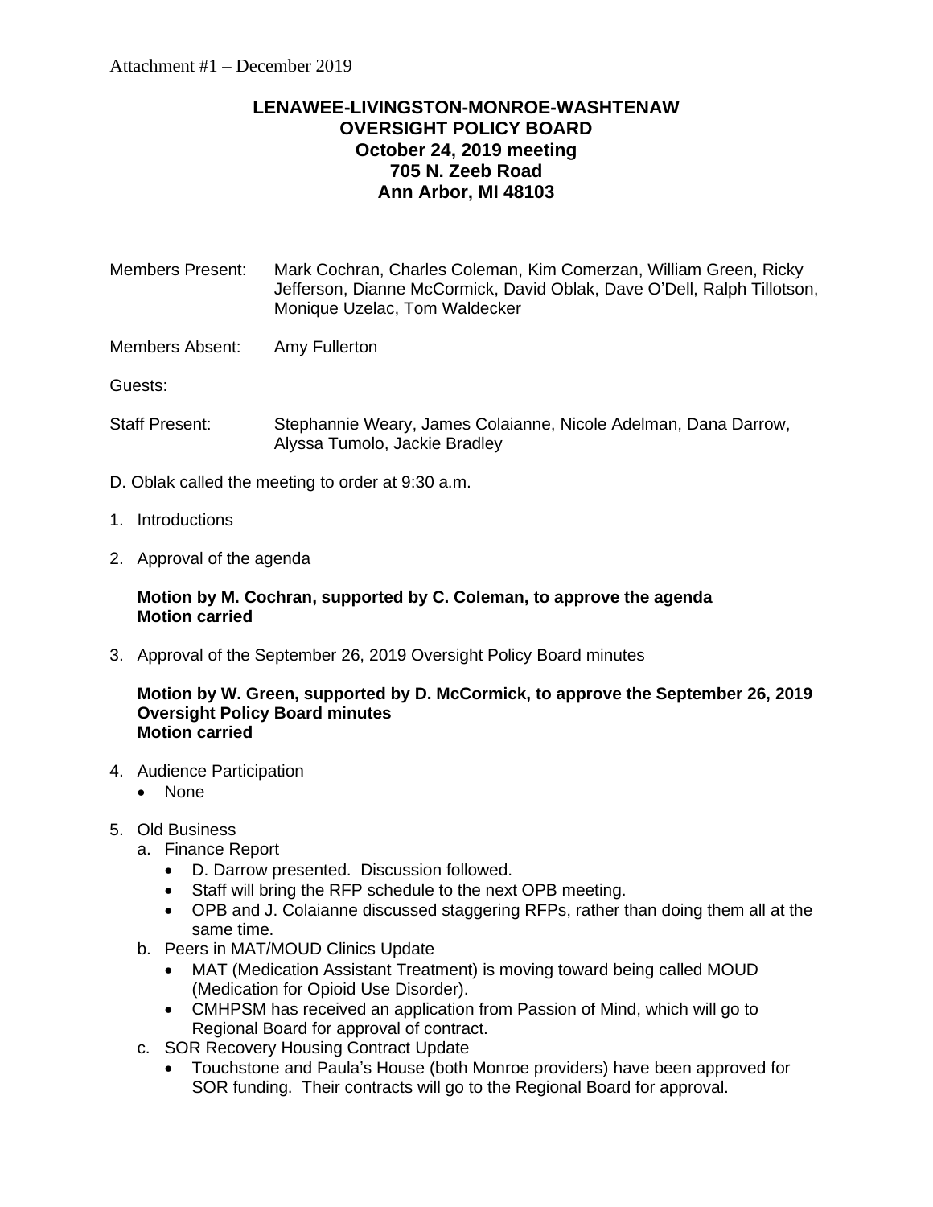Attachment #1 – December 2019

# LENAWEE-LIVINGSTON-MONROE-WASHTENAW
# OVERSIGHT POLICY BOARD
## October 24, 2019 meeting
## 705 N. Zeeb Road
## Ann Arbor, MI 48103

Members Present: Mark Cochran, Charles Coleman, Kim Comerzan, William Green, Ricky Jefferson, Dianne McCormick, David Oblak, Dave O'Dell, Ralph Tillotson, Monique Uzelac, Tom Waldecker

Members Absent: Amy Fullerton

Guests:

Staff Present: Stephannie Weary, James Colaianne, Nicole Adelman, Dana Darrow, Alyssa Tumolo, Jackie Bradley

D. Oblak called the meeting to order at 9:30 a.m.

1. Introductions

2. Approval of the agenda

   **Motion by M. Cochran, supported by C. Coleman, to approve the agenda**
   **Motion carried**

3. Approval of the September 26, 2019 Oversight Policy Board minutes

   **Motion by W. Green, supported by D. McCormick, to approve the September 26, 2019 Oversight Policy Board minutes**
   **Motion carried**

4. Audience Participation
   - None

5. Old Business
   a. Finance Report
      - D. Darrow presented. Discussion followed.
      - Staff will bring the RFP schedule to the next OPB meeting.
      - OPB and J. Colaianne discussed staggering RFPs, rather than doing them all at the same time.

   b. Peers in MAT/MOUD Clinics Update
      - MAT (Medication Assistant Treatment) is moving toward being called MOUD (Medication for Opioid Use Disorder).
      - CMHPSM has received an application from Passion of Mind, which will go to Regional Board for approval of contract.

   c. SOR Recovery Housing Contract Update
      - Touchstone and Paula's House (both Monroe providers) have been approved for SOR funding. Their contracts will go to the Regional Board for approval.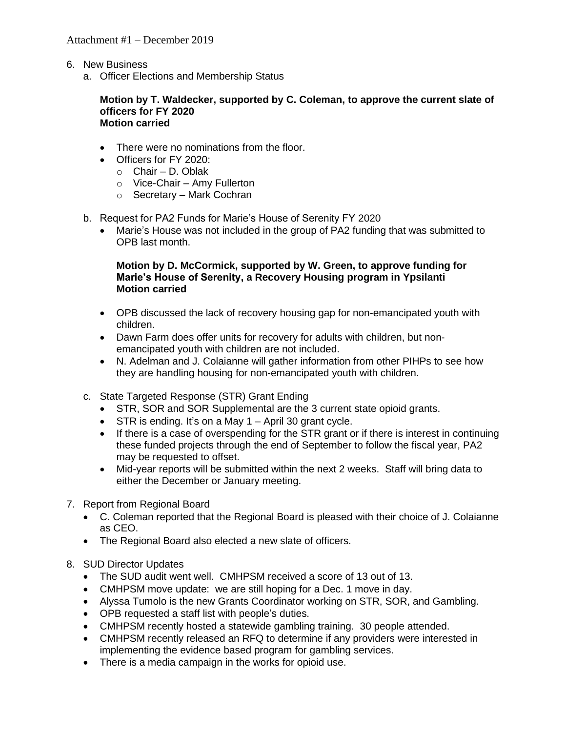Attachment #1 – December 2019

6. New Business
   a. Officer Elections and Membership Status

      **Motion by T. Waldecker, supported by C. Coleman, to approve the current slate of officers for FY 2020**
      **Motion carried**

      - There were no nominations from the floor.
      - Officers for FY 2020:
        - Chair – D. Oblak
        - Vice-Chair – Amy Fullerton
        - Secretary – Mark Cochran

   b. Request for PA2 Funds for Marie's House of Serenity FY 2020
      - Marie's House was not included in the group of PA2 funding that was submitted to OPB last month.

        **Motion by D. McCormick, supported by W. Green, to approve funding for Marie's House of Serenity, a Recovery Housing program in Ypsilanti**
        **Motion carried**

      - OPB discussed the lack of recovery housing gap for non-emancipated youth with children.
      - Dawn Farm does offer units for recovery for adults with children, but non-emancipated youth with children are not included.
      - N. Adelman and J. Colaianne will gather information from other PIHPs to see how they are handling housing for non-emancipated youth with children.

   c. State Targeted Response (STR) Grant Ending
      - STR, SOR and SOR Supplemental are the 3 current state opioid grants.
      - STR is ending. It's on a May 1 – April 30 grant cycle.
      - If there is a case of overspending for the STR grant or if there is interest in continuing these funded projects through the end of September to follow the fiscal year, PA2 may be requested to offset.
      - Mid-year reports will be submitted within the next 2 weeks. Staff will bring data to either the December or January meeting.

7. Report from Regional Board
   - C. Coleman reported that the Regional Board is pleased with their choice of J. Colaianne as CEO.
   - The Regional Board also elected a new slate of officers.

8. SUD Director Updates
   - The SUD audit went well. CMHPSM received a score of 13 out of 13.
   - CMHPSM move update: we are still hoping for a Dec. 1 move in day.
   - Alyssa Tumolo is the new Grants Coordinator working on STR, SOR, and Gambling.
   - OPB requested a staff list with people's duties.
   - CMHPSM recently hosted a statewide gambling training. 30 people attended.
   - CMHPSM recently released an RFQ to determine if any providers were interested in implementing the evidence based program for gambling services.
   - There is a media campaign in the works for opioid use.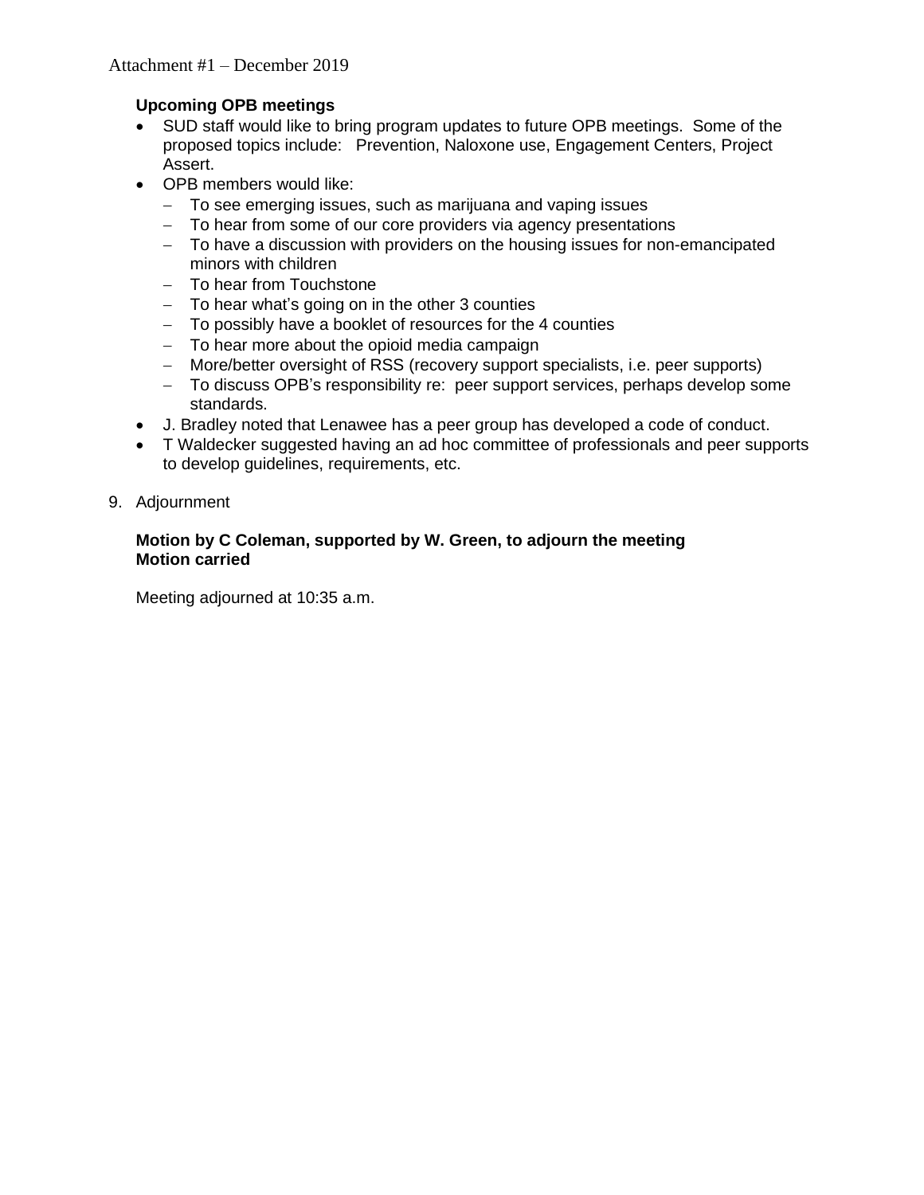**Upcoming OPB meetings**

- SUD staff would like to bring program updates to future OPB meetings. Some of the proposed topics include: Prevention, Naloxone use, Engagement Centers, Project Assert.
- OPB members would like:
  - To see emerging issues, such as marijuana and vaping issues
  - To hear from some of our core providers via agency presentations
  - To have a discussion with providers on the housing issues for non-emancipated minors with children
  - To hear from Touchstone
  - To hear what's going on in the other 3 counties
  - To possibly have a booklet of resources for the 4 counties
  - To hear more about the opioid media campaign
  - More/better oversight of RSS (recovery support specialists, i.e. peer supports)
  - To discuss OPB's responsibility re: peer support services, perhaps develop some standards.
- J. Bradley noted that Lenawee has a peer group has developed a code of conduct.
- T Waldecker suggested having an ad hoc committee of professionals and peer supports to develop guidelines, requirements, etc.

9. Adjournment

**Motion by C Coleman, supported by W. Green, to adjourn the meeting**
**Motion carried**

Meeting adjourned at 10:35 a.m.